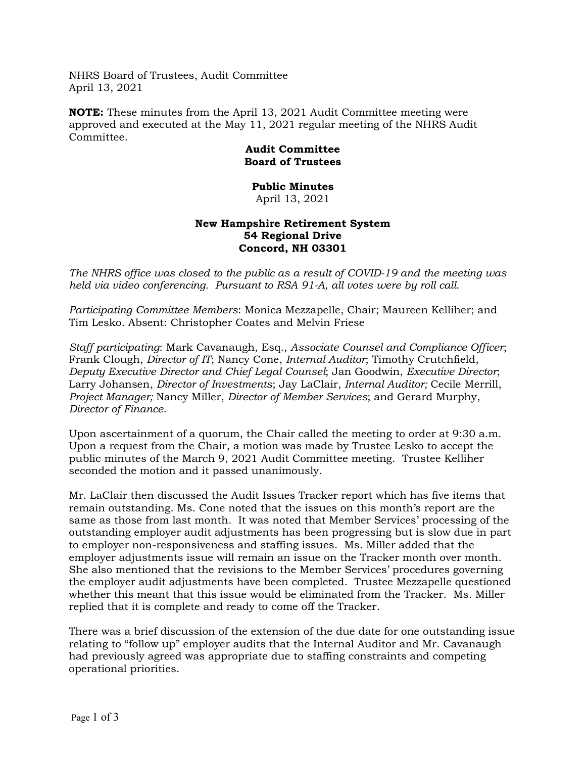NHRS Board of Trustees, Audit Committee
April 13, 2021

**NOTE:** These minutes from the April 13, 2021 Audit Committee meeting were approved and executed at the May 11, 2021 regular meeting of the NHRS Audit Committee.

**Audit Committee**
**Board of Trustees**

**Public Minutes**
April 13, 2021

**New Hampshire Retirement System**
**54 Regional Drive**
**Concord, NH 03301**

*The NHRS office was closed to the public as a result of COVID-19 and the meeting was held via video conferencing. Pursuant to RSA 91-A, all votes were by roll call.*

*Participating Committee Members*: Monica Mezzapelle, Chair; Maureen Kelliher; and Tim Lesko. Absent: Christopher Coates and Melvin Friese

*Staff participating*: Mark Cavanaugh, Esq., *Associate Counsel and Compliance Officer*; Frank Clough, *Director of IT*; Nancy Cone, *Internal Auditor*; Timothy Crutchfield, *Deputy Executive Director and Chief Legal Counsel*; Jan Goodwin, *Executive Director*; Larry Johansen, *Director of Investments*; Jay LaClair, *Internal Auditor;* Cecile Merrill, *Project Manager;* Nancy Miller, *Director of Member Services*; and Gerard Murphy, *Director of Finance*.

Upon ascertainment of a quorum, the Chair called the meeting to order at 9:30 a.m. Upon a request from the Chair, a motion was made by Trustee Lesko to accept the public minutes of the March 9, 2021 Audit Committee meeting. Trustee Kelliher seconded the motion and it passed unanimously.

Mr. LaClair then discussed the Audit Issues Tracker report which has five items that remain outstanding. Ms. Cone noted that the issues on this month's report are the same as those from last month. It was noted that Member Services' processing of the outstanding employer audit adjustments has been progressing but is slow due in part to employer non-responsiveness and staffing issues. Ms. Miller added that the employer adjustments issue will remain an issue on the Tracker month over month. She also mentioned that the revisions to the Member Services' procedures governing the employer audit adjustments have been completed. Trustee Mezzapelle questioned whether this meant that this issue would be eliminated from the Tracker. Ms. Miller replied that it is complete and ready to come off the Tracker.

There was a brief discussion of the extension of the due date for one outstanding issue relating to "follow up" employer audits that the Internal Auditor and Mr. Cavanaugh had previously agreed was appropriate due to staffing constraints and competing operational priorities.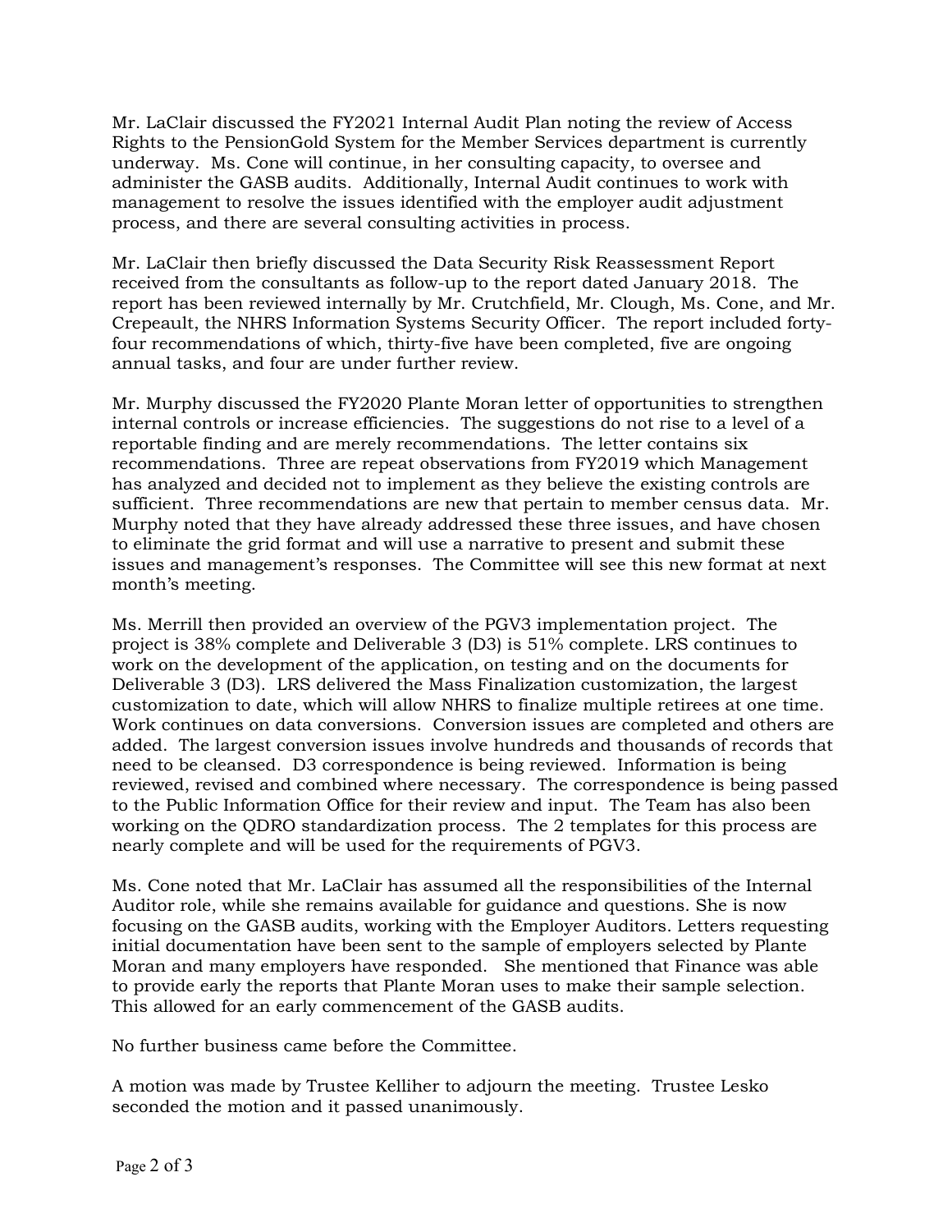Mr. LaClair discussed the FY2021 Internal Audit Plan noting the review of Access Rights to the PensionGold System for the Member Services department is currently underway. Ms. Cone will continue, in her consulting capacity, to oversee and administer the GASB audits. Additionally, Internal Audit continues to work with management to resolve the issues identified with the employer audit adjustment process, and there are several consulting activities in process.

Mr. LaClair then briefly discussed the Data Security Risk Reassessment Report received from the consultants as follow-up to the report dated January 2018. The report has been reviewed internally by Mr. Crutchfield, Mr. Clough, Ms. Cone, and Mr. Crepeault, the NHRS Information Systems Security Officer. The report included forty-four recommendations of which, thirty-five have been completed, five are ongoing annual tasks, and four are under further review.

Mr. Murphy discussed the FY2020 Plante Moran letter of opportunities to strengthen internal controls or increase efficiencies. The suggestions do not rise to a level of a reportable finding and are merely recommendations. The letter contains six recommendations. Three are repeat observations from FY2019 which Management has analyzed and decided not to implement as they believe the existing controls are sufficient. Three recommendations are new that pertain to member census data. Mr. Murphy noted that they have already addressed these three issues, and have chosen to eliminate the grid format and will use a narrative to present and submit these issues and management's responses. The Committee will see this new format at next month's meeting.

Ms. Merrill then provided an overview of the PGV3 implementation project. The project is 38% complete and Deliverable 3 (D3) is 51% complete. LRS continues to work on the development of the application, on testing and on the documents for Deliverable 3 (D3). LRS delivered the Mass Finalization customization, the largest customization to date, which will allow NHRS to finalize multiple retirees at one time. Work continues on data conversions. Conversion issues are completed and others are added. The largest conversion issues involve hundreds and thousands of records that need to be cleansed. D3 correspondence is being reviewed. Information is being reviewed, revised and combined where necessary. The correspondence is being passed to the Public Information Office for their review and input. The Team has also been working on the QDRO standardization process. The 2 templates for this process are nearly complete and will be used for the requirements of PGV3.

Ms. Cone noted that Mr. LaClair has assumed all the responsibilities of the Internal Auditor role, while she remains available for guidance and questions. She is now focusing on the GASB audits, working with the Employer Auditors. Letters requesting initial documentation have been sent to the sample of employers selected by Plante Moran and many employers have responded. She mentioned that Finance was able to provide early the reports that Plante Moran uses to make their sample selection. This allowed for an early commencement of the GASB audits.

No further business came before the Committee.

A motion was made by Trustee Kelliher to adjourn the meeting. Trustee Lesko seconded the motion and it passed unanimously.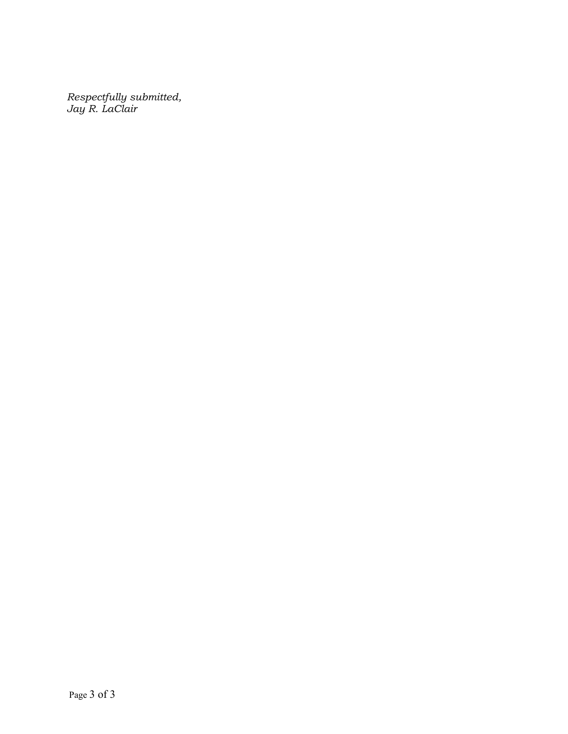*Respectfully submitted,*
*Jay R. LaClair*